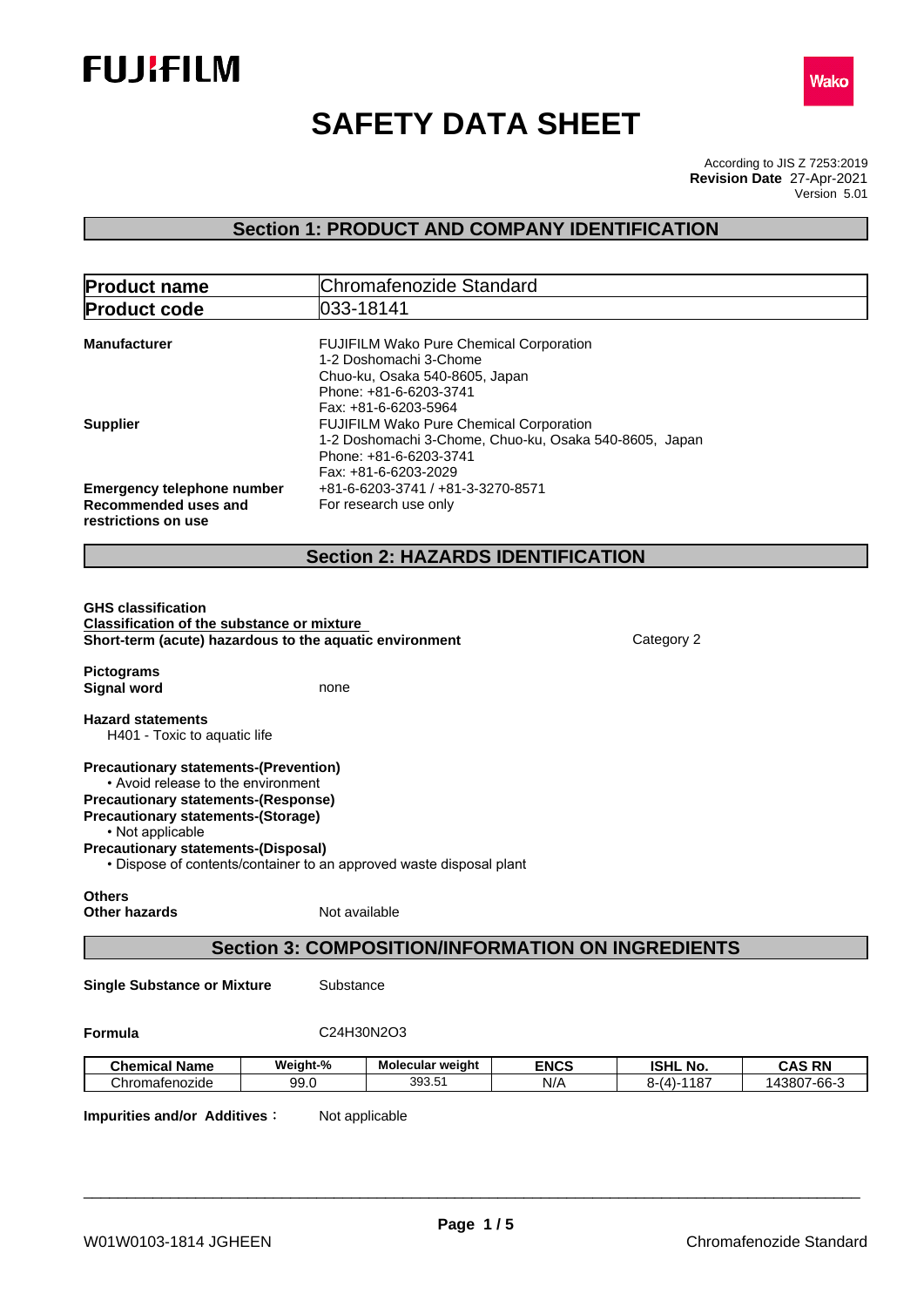FUJIFILM

Wako

# SAFETY DATA SHEET

According to JIS Z 7253:2019
**Revision Date** 27-Apr-2021
Version 5.01

## Section 1: PRODUCT AND COMPANY IDENTIFICATION

| **Product name** | Chromafenozide Standard |
|---|---|
| **Product code** | 033-18141 |

**Manufacturer**
FUJIFILM Wako Pure Chemical Corporation
1-2 Doshomachi 3-Chome
Chuo-ku, Osaka 540-8605, Japan
Phone: +81-6-6203-3741
Fax: +81-6-6203-5964

**Supplier**
FUJIFILM Wako Pure Chemical Corporation
1-2 Doshomachi 3-Chome, Chuo-ku, Osaka 540-8605, Japan
Phone: +81-6-6203-3741
Fax: +81-6-6203-2029

**Emergency telephone number** +81-6-6203-3741 / +81-3-3270-8571

**Recommended uses and restrictions on use** For research use only

## Section 2: HAZARDS IDENTIFICATION

**GHS classification**
**Classification of the substance or mixture**
**Short-term (acute) hazardous to the aquatic environment** Category 2

**Pictograms**
**Signal word** none

**Hazard statements**
H401 - Toxic to aquatic life

**Precautionary statements-(Prevention)**
• Avoid release to the environment
**Precautionary statements-(Response)**
**Precautionary statements-(Storage)**
• Not applicable
**Precautionary statements-(Disposal)**
• Dispose of contents/container to an approved waste disposal plant

**Others**
**Other hazards** Not available

## Section 3: COMPOSITION/INFORMATION ON INGREDIENTS

**Single Substance or Mixture** Substance

**Formula** $C_{24}H_{30}N_2O_3$

| Chemical Name | Weight-% | Molecular weight | ENCS | ISHL No. | CAS RN |
|---|---|---|---|---|---|
| Chromafenozide | 99.0 | 393.51 | N/A | 8-(4)-1187 | 143807-66-3 |

**Impurities and/or Additives :** Not applicable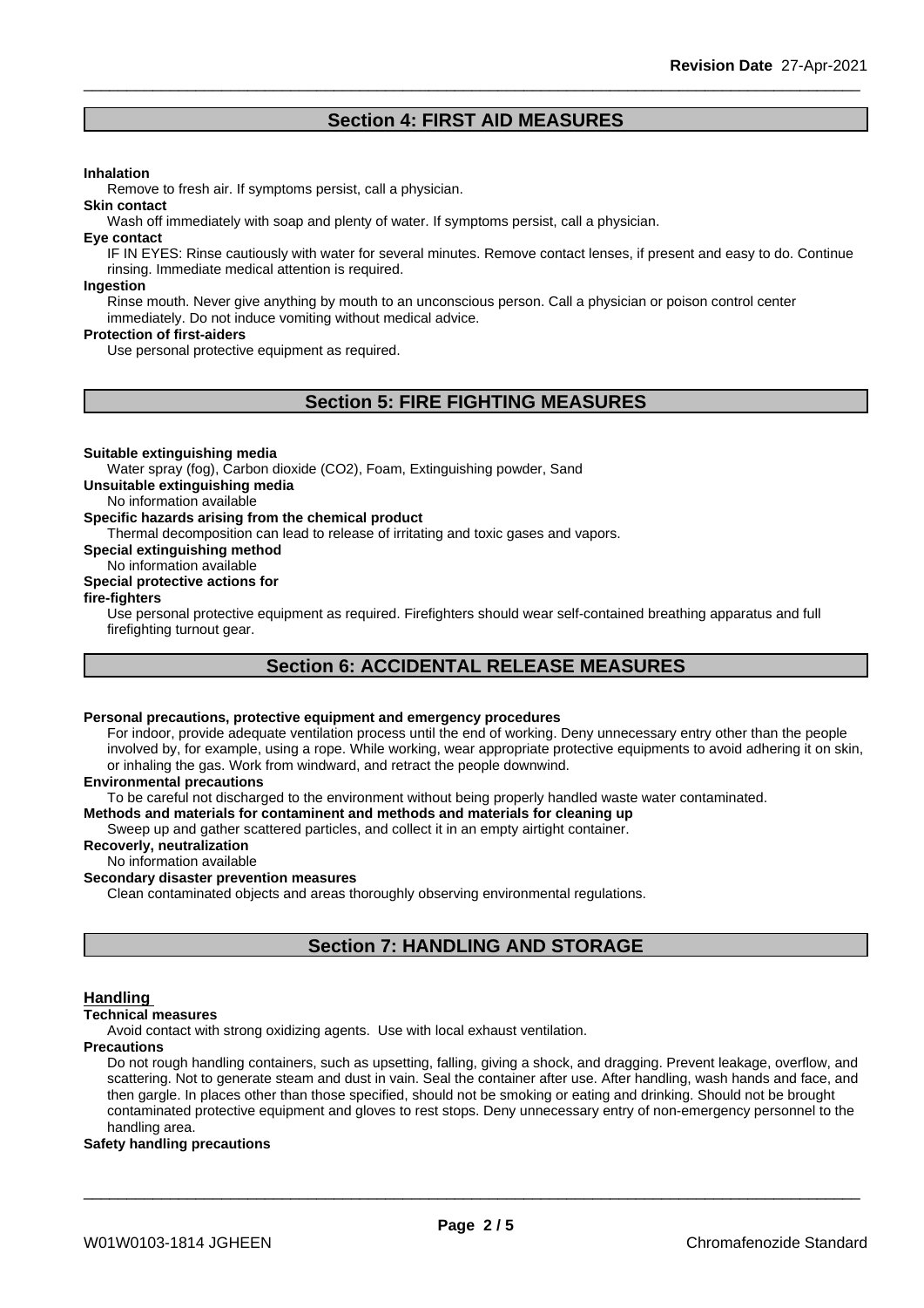## Section 4: FIRST AID MEASURES

**Inhalation**

Remove to fresh air. If symptoms persist, call a physician.

**Skin contact**

Wash off immediately with soap and plenty of water. If symptoms persist, call a physician.

**Eye contact**

IF IN EYES: Rinse cautiously with water for several minutes. Remove contact lenses, if present and easy to do. Continue rinsing. Immediate medical attention is required.

**Ingestion**

Rinse mouth. Never give anything by mouth to an unconscious person. Call a physician or poison control center immediately. Do not induce vomiting without medical advice.

**Protection of first-aiders**

Use personal protective equipment as required.

## Section 5: FIRE FIGHTING MEASURES

**Suitable extinguishing media**

Water spray (fog), Carbon dioxide ($CO_2$), Foam, Extinguishing powder, Sand

**Unsuitable extinguishing media**

No information available

**Specific hazards arising from the chemical product**

Thermal decomposition can lead to release of irritating and toxic gases and vapors.

**Special extinguishing method**

No information available

**Special protective actions for fire-fighters**

Use personal protective equipment as required. Firefighters should wear self-contained breathing apparatus and full firefighting turnout gear.

## Section 6: ACCIDENTAL RELEASE MEASURES

**Personal precautions, protective equipment and emergency procedures**

For indoor, provide adequate ventilation process until the end of working. Deny unnecessary entry other than the people involved by, for example, using a rope. While working, wear appropriate protective equipments to avoid adhering it on skin, or inhaling the gas. Work from windward, and retract the people downwind.

**Environmental precautions**

To be careful not discharged to the environment without being properly handled waste water contaminated.

**Methods and materials for contaminent and methods and materials for cleaning up**

Sweep up and gather scattered particles, and collect it in an empty airtight container.

**Recoverly, neutralization**

No information available

**Secondary disaster prevention measures**

Clean contaminated objects and areas thoroughly observing environmental regulations.

## Section 7: HANDLING AND STORAGE

### Handling

**Technical measures**

Avoid contact with strong oxidizing agents. Use with local exhaust ventilation.

**Precautions**

Do not rough handling containers, such as upsetting, falling, giving a shock, and dragging. Prevent leakage, overflow, and scattering. Not to generate steam and dust in vain. Seal the container after use. After handling, wash hands and face, and then gargle. In places other than those specified, should not be smoking or eating and drinking. Should not be brought contaminated protective equipment and gloves to rest stops. Deny unnecessary entry of non-emergency personnel to the handling area.

**Safety handling precautions**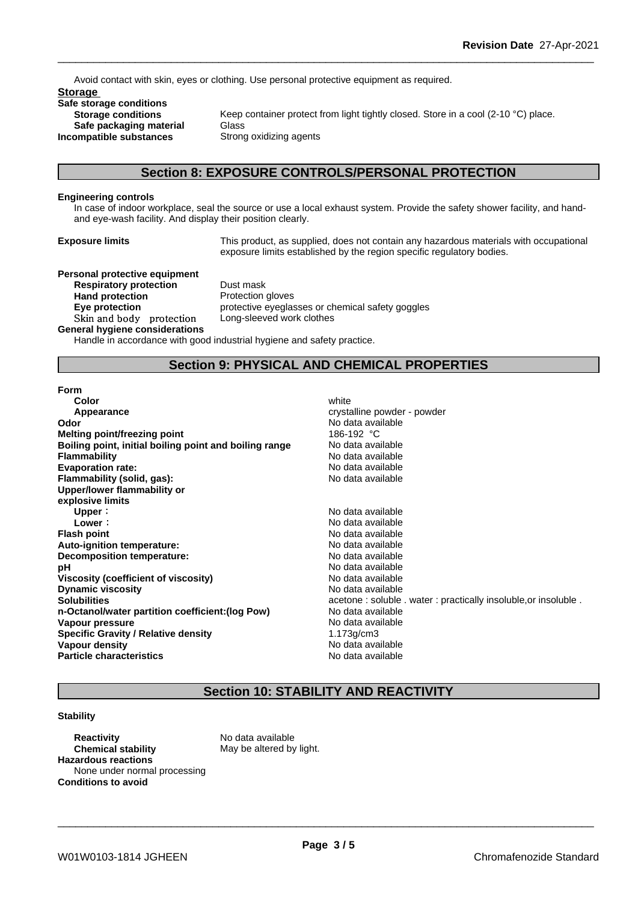Avoid contact with skin, eyes or clothing. Use personal protective equipment as required.

**Storage**

**Safe storage conditions**

| | |
|---|---|
| **Storage conditions** | Keep container protect from light tightly closed. Store in a cool (2-10 °C) place. |
| **Safe packaging material** | Glass |
| **Incompatible substances** | Strong oxidizing agents |

## Section 8: EXPOSURE CONTROLS/PERSONAL PROTECTION

**Engineering controls**

In case of indoor workplace, seal the source or use a local exhaust system. Provide the safety shower facility, and hand- and eye-wash facility. And display their position clearly.

**Exposure limits** This product, as supplied, does not contain any hazardous materials with occupational exposure limits established by the region specific regulatory bodies.

**Personal protective equipment**

| | |
|---|---|
| **Respiratory protection** | Dust mask |
| **Hand protection** | Protection gloves |
| **Eye protection** | protective eyeglasses or chemical safety goggles |
| Skin and body protection | Long-sleeved work clothes |

**General hygiene considerations**

Handle in accordance with good industrial hygiene and safety practice.

## Section 9: PHYSICAL AND CHEMICAL PROPERTIES

| | |
|---|---|
| **Form** | |
| **Color** | white |
| **Appearance** | crystalline powder - powder |
| **Odor** | No data available |
| **Melting point/freezing point** | 186-192 °C |
| **Boiling point, initial boiling point and boiling range** | No data available |
| **Flammability** | No data available |
| **Evaporation rate:** | No data available |
| **Flammability (solid, gas):** | No data available |
| **Upper/lower flammability or explosive limits** | |
| **Upper**： | No data available |
| **Lower**： | No data available |
| **Flash point** | No data available |
| **Auto-ignition temperature:** | No data available |
| **Decomposition temperature:** | No data available |
| **pH** | No data available |
| **Viscosity (coefficient of viscosity)** | No data available |
| **Dynamic viscosity** | No data available |
| **Solubilities** | acetone : soluble . water : practically insoluble,or insoluble . |
| **n-Octanol/water partition coefficient:(log Pow)** | No data available |
| **Vapour pressure** | No data available |
| **Specific Gravity / Relative density** | 1.173g/cm3 |
| **Vapour density** | No data available |
| **Particle characteristics** | No data available |

## Section 10: STABILITY AND REACTIVITY

**Stability**

| | |
|---|---|
| **Reactivity** | No data available |
| **Chemical stability** | May be altered by light. |

**Hazardous reactions**

None under normal processing

**Conditions to avoid**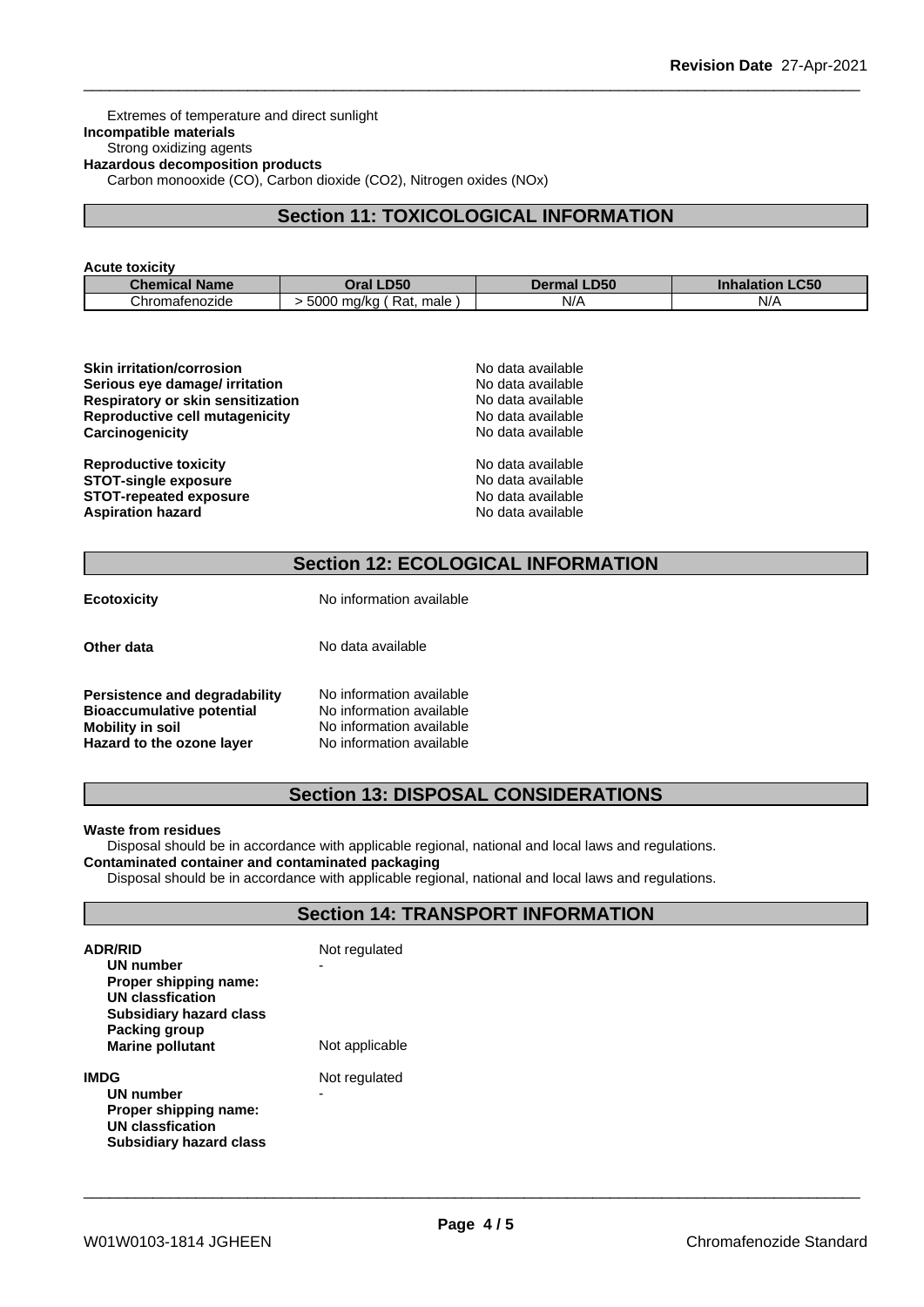Extremes of temperature and direct sunlight

**Incompatible materials**

Strong oxidizing agents

**Hazardous decomposition products**

Carbon monooxide (CO), Carbon dioxide ($CO_2$), Nitrogen oxides ($NO_x$)

## Section 11: TOXICOLOGICAL INFORMATION

**Acute toxicity**

| Chemical Name | Oral LD50 | Dermal LD50 | Inhalation LC50 |
|---|---|---|---|
| Chromafenozide | > 5000 mg/kg ( Rat, male ) | N/A | N/A |

**Skin irritation/corrosion** No data available
**Serious eye damage/ irritation** No data available
**Respiratory or skin sensitization** No data available
**Reproductive cell mutagenicity** No data available
**Carcinogenicity** No data available

**Reproductive toxicity** No data available
**STOT-single exposure** No data available
**STOT-repeated exposure** No data available
**Aspiration hazard** No data available

## Section 12: ECOLOGICAL INFORMATION

**Ecotoxicity** No information available

**Other data** No data available

**Persistence and degradability** No information available
**Bioaccumulative potential** No information available
**Mobility in soil** No information available
**Hazard to the ozone layer** No information available

## Section 13: DISPOSAL CONSIDERATIONS

**Waste from residues**

Disposal should be in accordance with applicable regional, national and local laws and regulations.

**Contaminated container and contaminated packaging**

Disposal should be in accordance with applicable regional, national and local laws and regulations.

## Section 14: TRANSPORT INFORMATION

**ADR/RID** Not regulated
**UN number** -
**Proper shipping name:**
**UN classfication**
**Subsidiary hazard class**
**Packing group**
**Marine pollutant** Not applicable

**IMDG** Not regulated
**UN number** -
**Proper shipping name:**
**UN classfication**
**Subsidiary hazard class**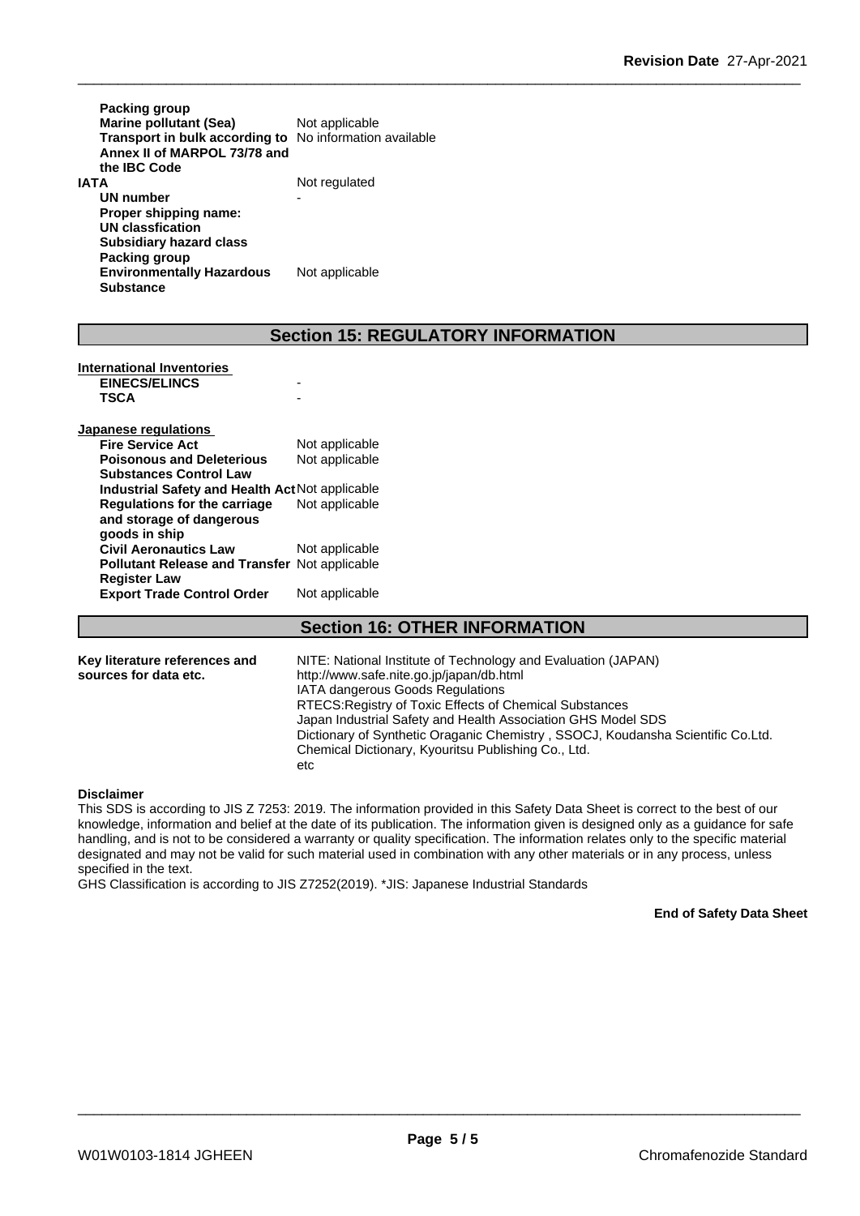| | |
|---|---|
| **Packing group** | |
| **Marine pollutant (Sea)** | Not applicable |
| **Transport in bulk according to Annex II of MARPOL 73/78 and the IBC Code** | No information available |
| **IATA** | Not regulated |
| **UN number** | - |
| **Proper shipping name:** | |
| **UN classfication** | |
| **Subsidiary hazard class** | |
| **Packing group** | |
| **Environmentally Hazardous Substance** | Not applicable |

## Section 15: REGULATORY INFORMATION

**International Inventories**

| | |
|---|---|
| **EINECS/ELINCS** | - |
| **TSCA** | - |

**Japanese regulations**

| | |
|---|---|
| **Fire Service Act** | Not applicable |
| **Poisonous and Deleterious Substances Control Law** | Not applicable |
| **Industrial Safety and Health Act** | Not applicable |
| **Regulations for the carriage and storage of dangerous goods in ship** | Not applicable |
| **Civil Aeronautics Law** | Not applicable |
| **Pollutant Release and Transfer Register Law** | Not applicable |
| **Export Trade Control Order** | Not applicable |

## Section 16: OTHER INFORMATION

**Key literature references and sources for data etc.**

NITE: National Institute of Technology and Evaluation (JAPAN)
http://www.safe.nite.go.jp/japan/db.html
IATA dangerous Goods Regulations
RTECS:Registry of Toxic Effects of Chemical Substances
Japan Industrial Safety and Health Association GHS Model SDS
Dictionary of Synthetic Oraganic Chemistry , SSOCJ, Koudansha Scientific Co.Ltd.
Chemical Dictionary, Kyouritsu Publishing Co., Ltd.
etc

**Disclaimer**

This SDS is according to JIS Z 7253: 2019. The information provided in this Safety Data Sheet is correct to the best of our knowledge, information and belief at the date of its publication. The information given is designed only as a guidance for safe handling, and is not to be considered a warranty or quality specification. The information relates only to the specific material designated and may not be valid for such material used in combination with any other materials or in any process, unless specified in the text.

GHS Classification is according to JIS Z7252(2019). *JIS: Japanese Industrial Standards

**End of Safety Data Sheet**